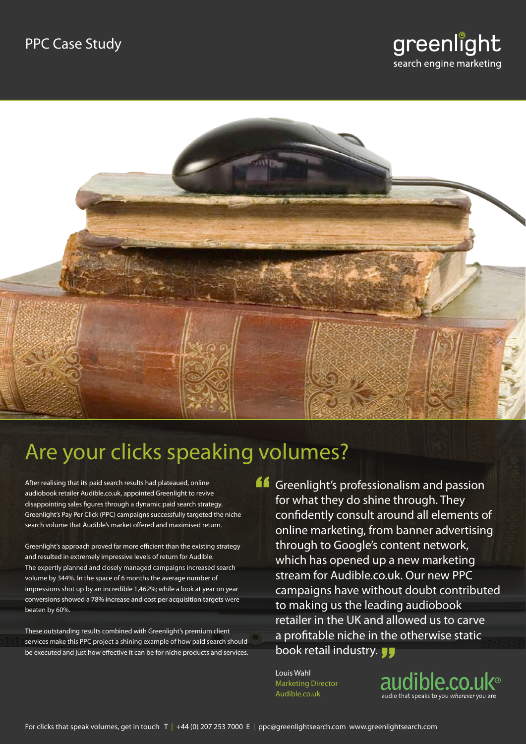PPC Case Study

greenlight
search engine marketing

# Are your clicks speaking volumes?

After realising that its paid search results had plateaued, online audiobook retailer Audible.co.uk, appointed Greenlight to revive disappointing sales figures through a dynamic paid search strategy. Greenlight's Pay Per Click (PPC) campaigns successfully targeted the niche search volume that Audible's market offered and maximised return.

Greenlight's approach proved far more efficient than the existing strategy and resulted in extremely impressive levels of return for Audible. The expertly planned and closely managed campaigns increased search volume by 344%. In the space of 6 months the average number of impressions shot up by an incredible 1,462%; while a look at year on year conversions showed a 78% increase and cost per acquisition targets were beaten by 60%.

These outstanding results combined with Greenlight's premium client services make this PPC project a shining example of how paid search should be executed and just how effective it can be for niche products and services.

> "Greenlight's professionalism and passion for what they do shine through. They confidently consult around all elements of online marketing, from banner advertising through to Google's content network, which has opened up a new marketing stream for Audible.co.uk. Our new PPC campaigns have without doubt contributed to making us the leading audiobook retailer in the UK and allowed us to carve a profitable niche in the otherwise static book retail industry."

Louis Wahl
Marketing Director
Audible.co.uk

audible.co.uk®
audio that speaks to you *wherever* you are

For clicks that speak volumes, get in touch T | +44 (0) 207 253 7000 E | ppc@greenlightsearch.com www.greenlightsearch.com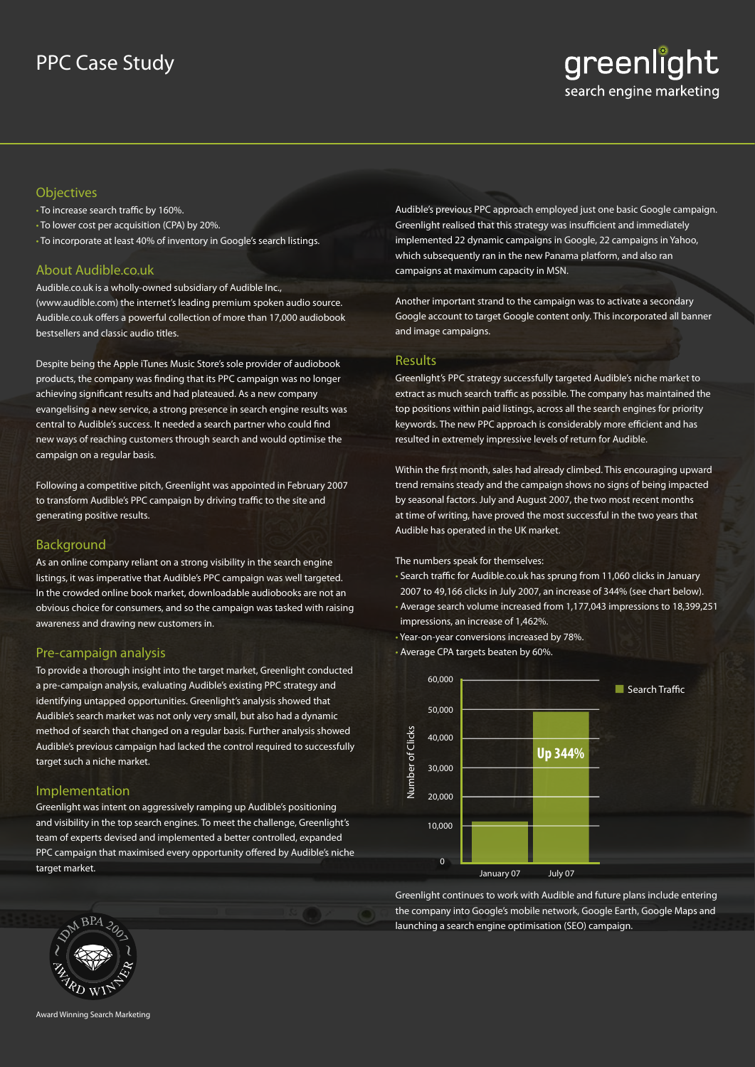# PPC Case Study

greenlight
search engine marketing

## Objectives

- To increase search traffic by 160%.
- To lower cost per acquisition (CPA) by 20%.
- To incorporate at least 40% of inventory in Google's search listings.

## About Audible.co.uk

Audible.co.uk is a wholly-owned subsidiary of Audible Inc., (www.audible.com) the internet's leading premium spoken audio source. Audible.co.uk offers a powerful collection of more than 17,000 audiobook bestsellers and classic audio titles.

Despite being the Apple iTunes Music Store's sole provider of audiobook products, the company was finding that its PPC campaign was no longer achieving significant results and had plateaued. As a new company evangelising a new service, a strong presence in search engine results was central to Audible's success. It needed a search partner who could find new ways of reaching customers through search and would optimise the campaign on a regular basis.

Following a competitive pitch, Greenlight was appointed in February 2007 to transform Audible's PPC campaign by driving traffic to the site and generating positive results.

## Background

As an online company reliant on a strong visibility in the search engine listings, it was imperative that Audible's PPC campaign was well targeted. In the crowded online book market, downloadable audiobooks are not an obvious choice for consumers, and so the campaign was tasked with raising awareness and drawing new customers in.

## Pre-campaign analysis

To provide a thorough insight into the target market, Greenlight conducted a pre-campaign analysis, evaluating Audible's existing PPC strategy and identifying untapped opportunities. Greenlight's analysis showed that Audible's search market was not only very small, but also had a dynamic method of search that changed on a regular basis. Further analysis showed Audible's previous campaign had lacked the control required to successfully target such a niche market.

## Implementation

Greenlight was intent on aggressively ramping up Audible's positioning and visibility in the top search engines. To meet the challenge, Greenlight's team of experts devised and implemented a better controlled, expanded PPC campaign that maximised every opportunity offered by Audible's niche target market.

Audible's previous PPC approach employed just one basic Google campaign. Greenlight realised that this strategy was insufficient and immediately implemented 22 dynamic campaigns in Google, 22 campaigns in Yahoo, which subsequently ran in the new Panama platform, and also ran campaigns at maximum capacity in MSN.

Another important strand to the campaign was to activate a secondary Google account to target Google content only. This incorporated all banner and image campaigns.

## Results

Greenlight's PPC strategy successfully targeted Audible's niche market to extract as much search traffic as possible. The company has maintained the top positions within paid listings, across all the search engines for priority keywords. The new PPC approach is considerably more efficient and has resulted in extremely impressive levels of return for Audible.

Within the first month, sales had already climbed. This encouraging upward trend remains steady and the campaign shows no signs of being impacted by seasonal factors. July and August 2007, the two most recent months at time of writing, have proved the most successful in the two years that Audible has operated in the UK market.

The numbers speak for themselves:

- Search traffic for Audible.co.uk has sprung from 11,060 clicks in January 2007 to 49,166 clicks in July 2007, an increase of 344% (see chart below).
- Average search volume increased from 1,177,043 impressions to 18,399,251 impressions, an increase of 1,462%.
- Year-on-year conversions increased by 78%.
- Average CPA targets beaten by 60%.

Search Traffic
Number of Clicks
60,000
50,000
40,000
30,000
20,000
10,000
0
January 07
July 07
Up 344%

Greenlight continues to work with Audible and future plans include entering the company into Google's mobile network, Google Earth, Google Maps and launching a search engine optimisation (SEO) campaign.

IDM BPA 2007 AWARD WINNER

Award Winning Search Marketing